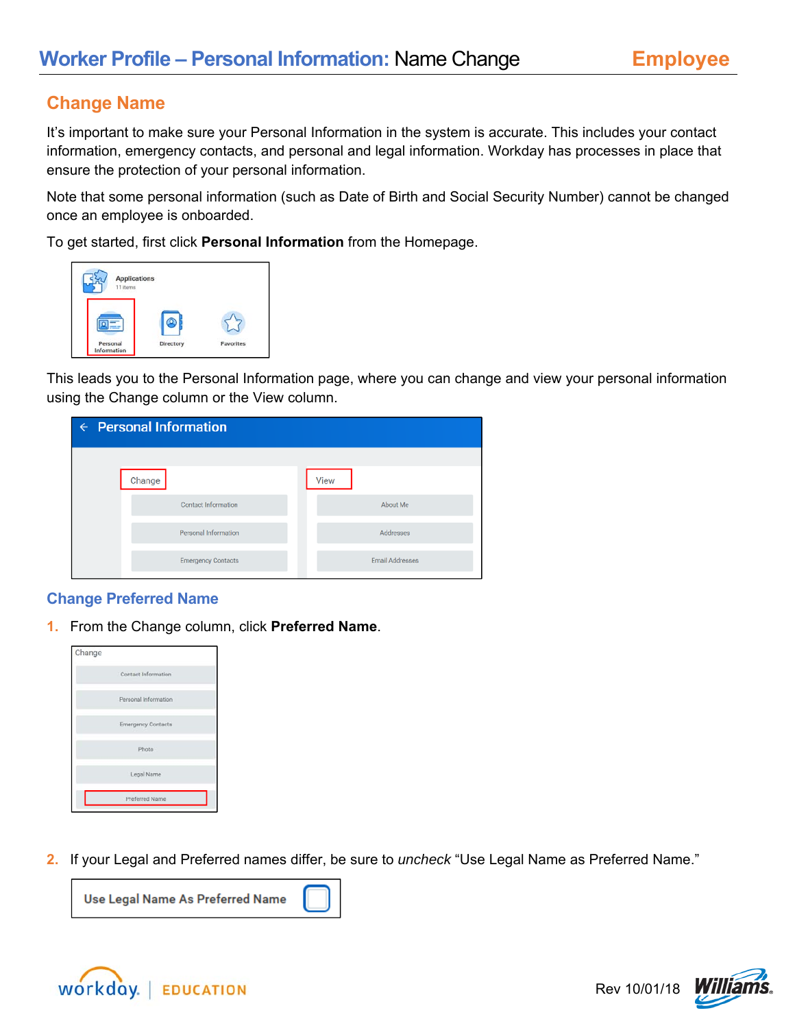# Worker Profile – Personal Information: Name Change

**Employee**

## Change Name

It's important to make sure your Personal Information in the system is accurate. This includes your contact information, emergency contacts, and personal and legal information. Workday has processes in place that ensure the protection of your personal information.

Note that some personal information (such as Date of Birth and Social Security Number) cannot be changed once an employee is onboarded.

To get started, first click **Personal Information** from the Homepage.

This leads you to the Personal Information page, where you can change and view your personal information using the Change column or the View column.

### Change Preferred Name

1. From the Change column, click **Preferred Name**.

2. If your Legal and Preferred names differ, be sure to *uncheck* "Use Legal Name as Preferred Name."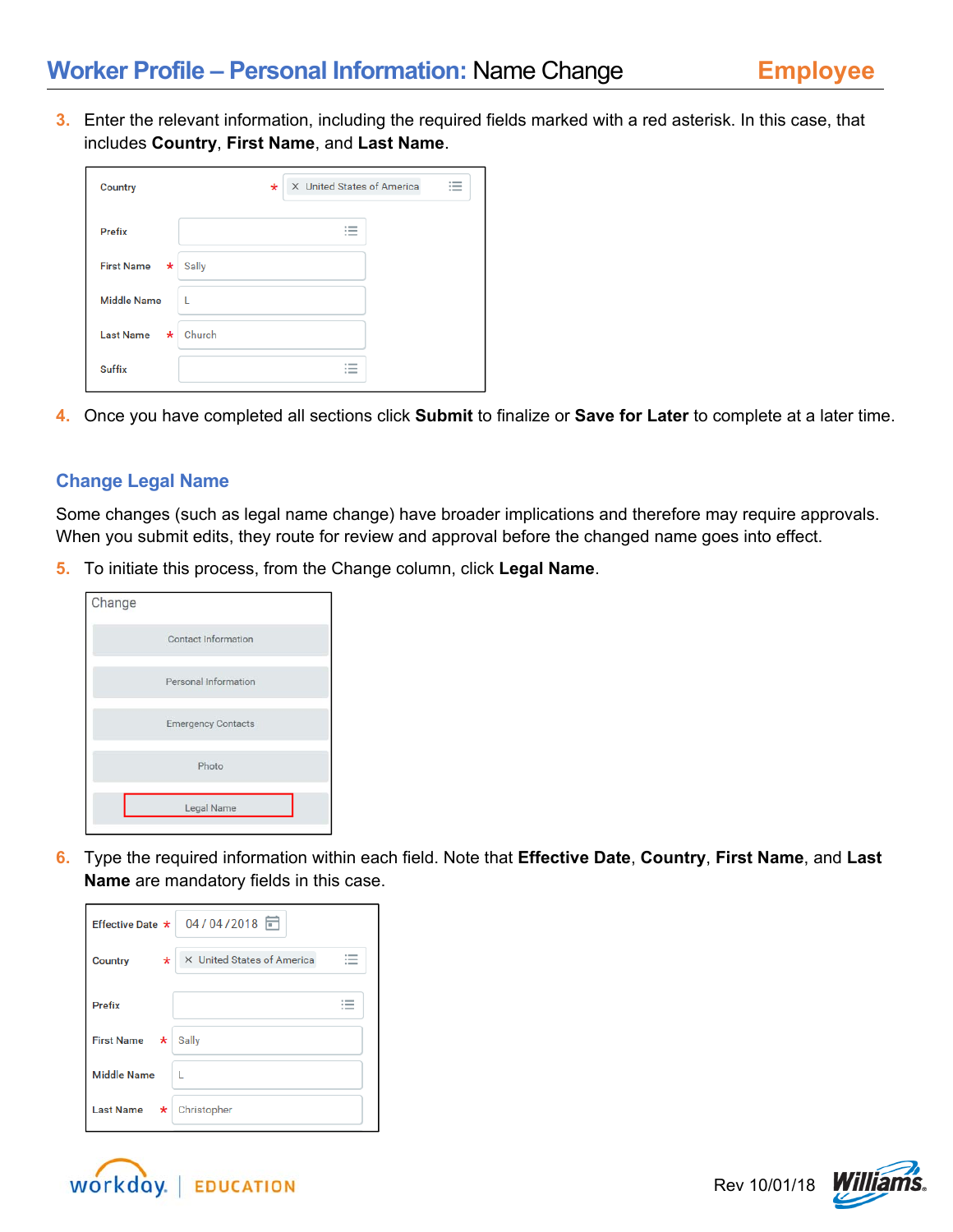3. Enter the relevant information, including the required fields marked with a red asterisk. In this case, that includes **Country**, **First Name**, and **Last Name**.

| | | |
|---|---|---|
| Country | * | United States of America |
| Prefix | | |
| First Name | * | Sally |
| Middle Name | | L |
| Last Name | * | Church |
| Suffix | | |

4. Once you have completed all sections click **Submit** to finalize or **Save for Later** to complete at a later time.

### Change Legal Name

Some changes (such as legal name change) have broader implications and therefore may require approvals. When you submit edits, they route for review and approval before the changed name goes into effect.

5. To initiate this process, from the Change column, click **Legal Name**.

Change

- Contact Information
- Personal Information
- Emergency Contacts
- Photo
- Legal Name

6. Type the required information within each field. Note that **Effective Date**, **Country**, **First Name**, and **Last Name** are mandatory fields in this case.

| | | |
|---|---|---|
| Effective Date | * | 04 / 04 / 2018 |
| Country | * | United States of America |
| Prefix | | |
| First Name | * | Sally |
| Middle Name | | L |
| Last Name | * | Christopher |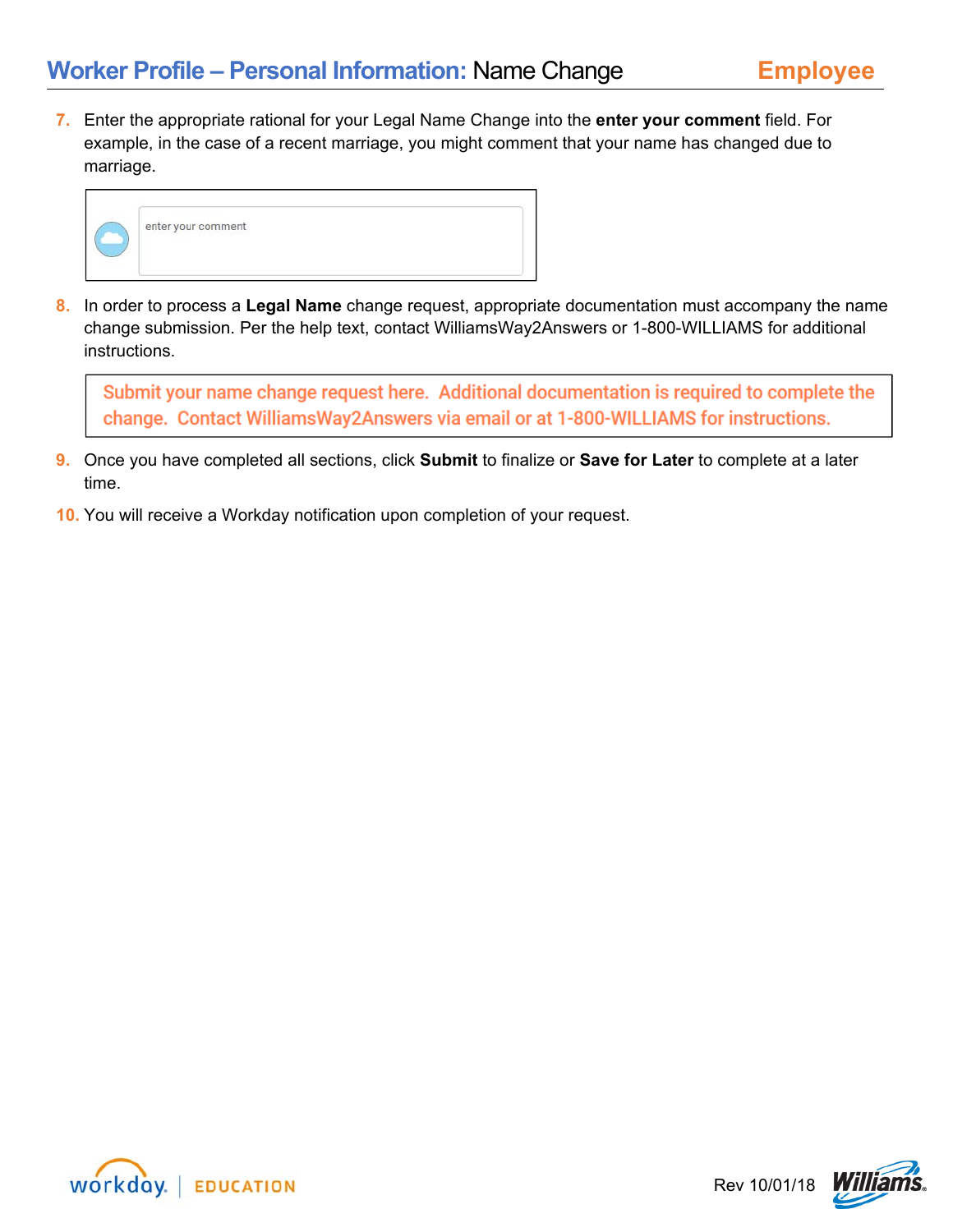7. Enter the appropriate rational for your Legal Name Change into the **enter your comment** field. For example, in the case of a recent marriage, you might comment that your name has changed due to marriage.

enter your comment

8. In order to process a **Legal Name** change request, appropriate documentation must accompany the name change submission. Per the help text, contact WilliamsWay2Answers or 1-800-WILLIAMS for additional instructions.

Submit your name change request here. Additional documentation is required to complete the change. Contact WilliamsWay2Answers via email or at 1-800-WILLIAMS for instructions.

9. Once you have completed all sections, click **Submit** to finalize or **Save for Later** to complete at a later time.
10. You will receive a Workday notification upon completion of your request.